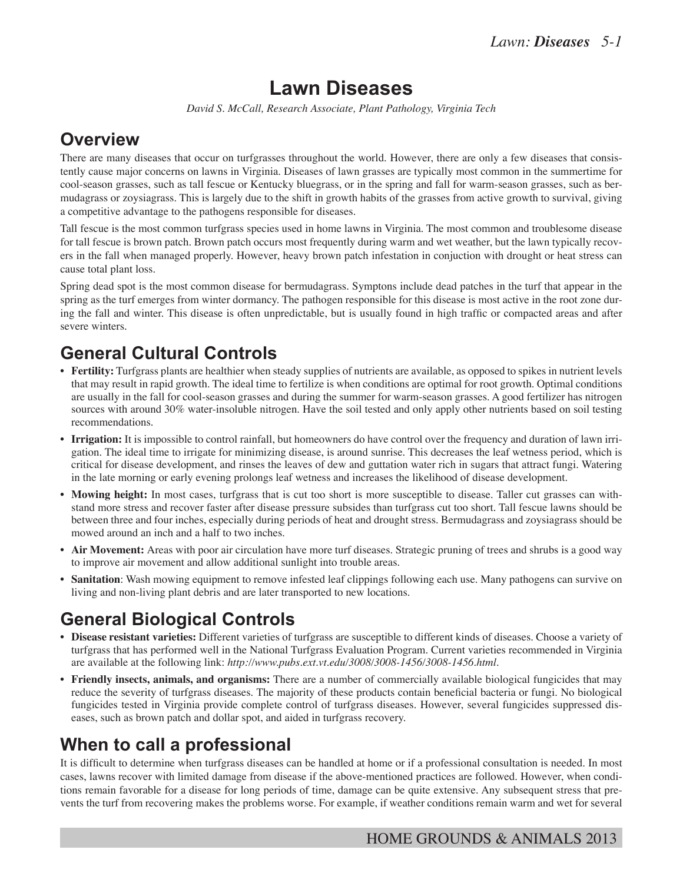# Lawn Diseases

*David S. McCall, Research Associate, Plant Pathology, Virginia Tech*

## Overview

There are many diseases that occur on turfgrasses throughout the world. However, there are only a few diseases that consistently cause major concerns on lawns in Virginia. Diseases of lawn grasses are typically most common in the summertime for cool-season grasses, such as tall fescue or Kentucky bluegrass, or in the spring and fall for warm-season grasses, such as bermudagrass or zoysiagrass. This is largely due to the shift in growth habits of the grasses from active growth to survival, giving a competitive advantage to the pathogens responsible for diseases.

Tall fescue is the most common turfgrass species used in home lawns in Virginia. The most common and troublesome disease for tall fescue is brown patch. Brown patch occurs most frequently during warm and wet weather, but the lawn typically recovers in the fall when managed properly. However, heavy brown patch infestation in conjuction with drought or heat stress can cause total plant loss.

Spring dead spot is the most common disease for bermudagrass. Symptons include dead patches in the turf that appear in the spring as the turf emerges from winter dormancy. The pathogen responsible for this disease is most active in the root zone during the fall and winter. This disease is often unpredictable, but is usually found in high traffic or compacted areas and after severe winters.

## General Cultural Controls

- **Fertility:** Turfgrass plants are healthier when steady supplies of nutrients are available, as opposed to spikes in nutrient levels that may result in rapid growth. The ideal time to fertilize is when conditions are optimal for root growth. Optimal conditions are usually in the fall for cool-season grasses and during the summer for warm-season grasses. A good fertilizer has nitrogen sources with around 30% water-insoluble nitrogen. Have the soil tested and only apply other nutrients based on soil testing recommendations.
- **Irrigation:** It is impossible to control rainfall, but homeowners do have control over the frequency and duration of lawn irrigation. The ideal time to irrigate for minimizing disease, is around sunrise. This decreases the leaf wetness period, which is critical for disease development, and rinses the leaves of dew and guttation water rich in sugars that attract fungi. Watering in the late morning or early evening prolongs leaf wetness and increases the likelihood of disease development.
- **Mowing height:** In most cases, turfgrass that is cut too short is more susceptible to disease. Taller cut grasses can withstand more stress and recover faster after disease pressure subsides than turfgrass cut too short. Tall fescue lawns should be between three and four inches, especially during periods of heat and drought stress. Bermudagrass and zoysiagrass should be mowed around an inch and a half to two inches.
- **Air Movement:** Areas with poor air circulation have more turf diseases. Strategic pruning of trees and shrubs is a good way to improve air movement and allow additional sunlight into trouble areas.
- **Sanitation**: Wash mowing equipment to remove infested leaf clippings following each use. Many pathogens can survive on living and non-living plant debris and are later transported to new locations.

## General Biological Controls

- **Disease resistant varieties:** Different varieties of turfgrass are susceptible to different kinds of diseases. Choose a variety of turfgrass that has performed well in the National Turfgrass Evaluation Program. Current varieties recommended in Virginia are available at the following link: *http://www.pubs.ext.vt.edu/3008/3008-1456/3008-1456.html*.
- **Friendly insects, animals, and organisms:** There are a number of commercially available biological fungicides that may reduce the severity of turfgrass diseases. The majority of these products contain beneficial bacteria or fungi. No biological fungicides tested in Virginia provide complete control of turfgrass diseases. However, several fungicides suppressed diseases, such as brown patch and dollar spot, and aided in turfgrass recovery.

## When to call a professional

It is difficult to determine when turfgrass diseases can be handled at home or if a professional consultation is needed. In most cases, lawns recover with limited damage from disease if the above-mentioned practices are followed. However, when conditions remain favorable for a disease for long periods of time, damage can be quite extensive. Any subsequent stress that prevents the turf from recovering makes the problems worse. For example, if weather conditions remain warm and wet for several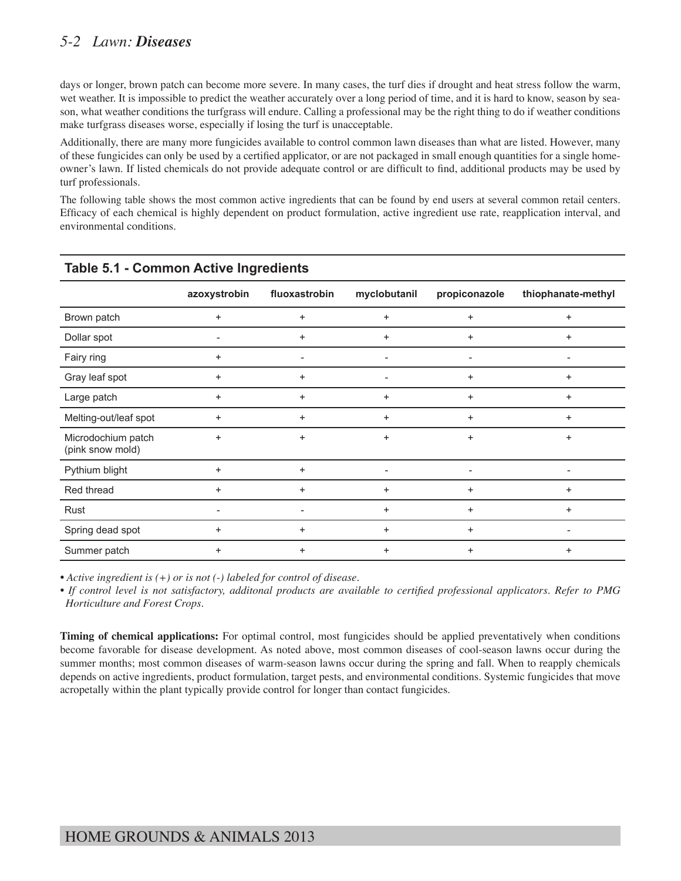days or longer, brown patch can become more severe. In many cases, the turf dies if drought and heat stress follow the warm, wet weather. It is impossible to predict the weather accurately over a long period of time, and it is hard to know, season by season, what weather conditions the turfgrass will endure. Calling a professional may be the right thing to do if weather conditions make turfgrass diseases worse, especially if losing the turf is unacceptable.

Additionally, there are many more fungicides available to control common lawn diseases than what are listed. However, many of these fungicides can only be used by a certified applicator, or are not packaged in small enough quantities for a single homeowner's lawn. If listed chemicals do not provide adequate control or are difficult to find, additional products may be used by turf professionals.

The following table shows the most common active ingredients that can be found by end users at several common retail centers. Efficacy of each chemical is highly dependent on product formulation, active ingredient use rate, reapplication interval, and environmental conditions.

**Table 5.1 - Common Active Ingredients**

| | azoxystrobin | fluoxastrobin | myclobutanil | propiconazole | thiophanate-methyl |
|---|---|---|---|---|---|
| Brown patch | + | + | + | + | + |
| Dollar spot | - | + | + | + | + |
| Fairy ring | + | - | - | - | - |
| Gray leaf spot | + | + | - | + | + |
| Large patch | + | + | + | + | + |
| Melting-out/leaf spot | + | + | + | + | + |
| Microdochium patch (pink snow mold) | + | + | + | + | + |
| Pythium blight | + | + | - | - | - |
| Red thread | + | + | + | + | + |
| Rust | - | - | + | + | + |
| Spring dead spot | + | + | + | + | - |
| Summer patch | + | + | + | + | + |

- *Active ingredient is (+) or is not (-) labeled for control of disease.*
- *If control level is not satisfactory, additonal products are available to certified professional applicators. Refer to PMG Horticulture and Forest Crops.*

**Timing of chemical applications:** For optimal control, most fungicides should be applied preventatively when conditions become favorable for disease development. As noted above, most common diseases of cool-season lawns occur during the summer months; most common diseases of warm-season lawns occur during the spring and fall. When to reapply chemicals depends on active ingredients, product formulation, target pests, and environmental conditions. Systemic fungicides that move acropetally within the plant typically provide control for longer than contact fungicides.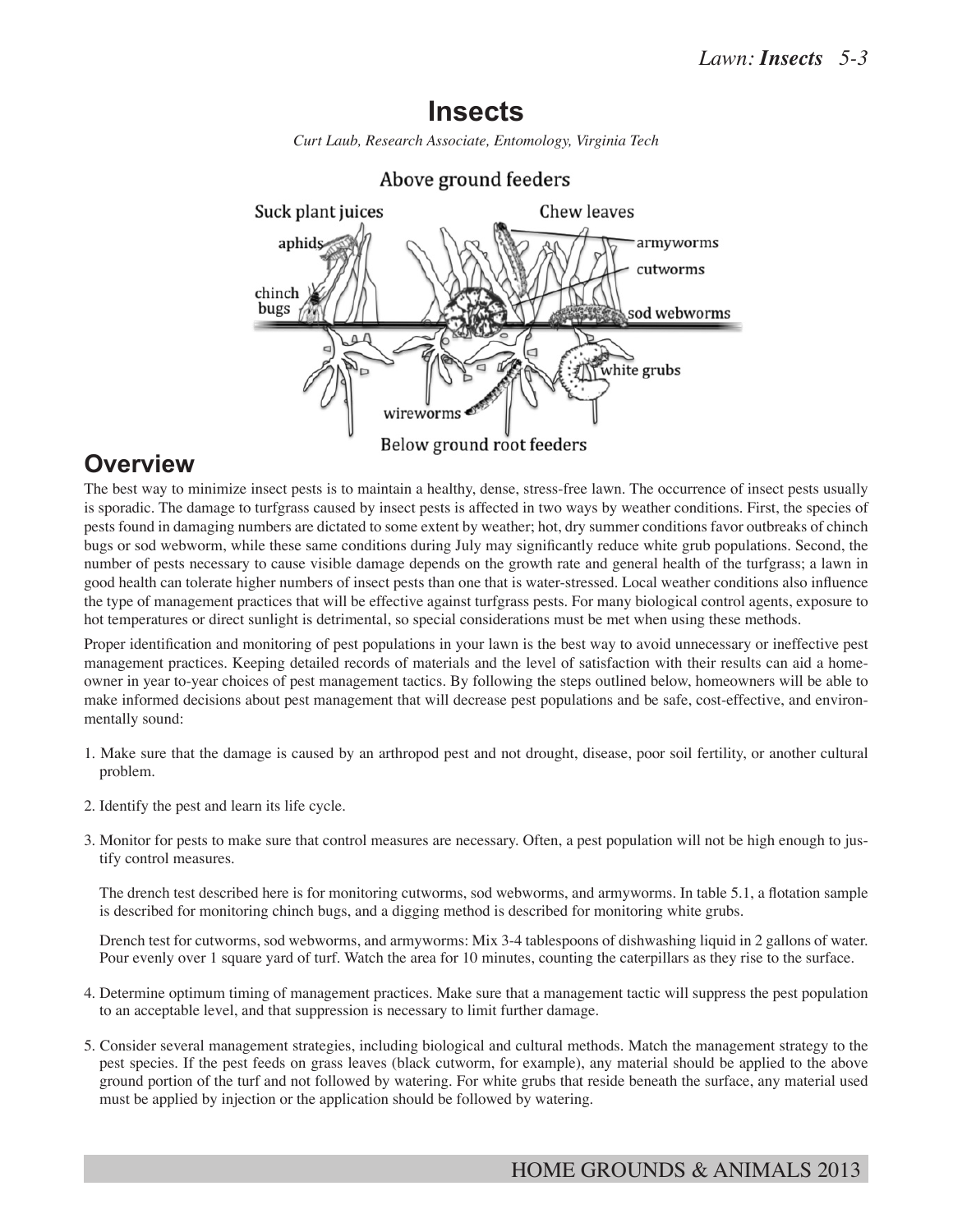# Insects

*Curt Laub, Research Associate, Entomology, Virginia Tech*

Above ground feeders

Suck plant juices

Chew leaves

aphids

chinch bugs

armyworms

cutworms

sod webworms

white grubs

wireworms

Below ground root feeders

## Overview

The best way to minimize insect pests is to maintain a healthy, dense, stress-free lawn. The occurrence of insect pests usually is sporadic. The damage to turfgrass caused by insect pests is affected in two ways by weather conditions. First, the species of pests found in damaging numbers are dictated to some extent by weather; hot, dry summer conditions favor outbreaks of chinch bugs or sod webworm, while these same conditions during July may significantly reduce white grub populations. Second, the number of pests necessary to cause visible damage depends on the growth rate and general health of the turfgrass; a lawn in good health can tolerate higher numbers of insect pests than one that is water-stressed. Local weather conditions also influence the type of management practices that will be effective against turfgrass pests. For many biological control agents, exposure to hot temperatures or direct sunlight is detrimental, so special considerations must be met when using these methods.

Proper identification and monitoring of pest populations in your lawn is the best way to avoid unnecessary or ineffective pest management practices. Keeping detailed records of materials and the level of satisfaction with their results can aid a homeowner in year to-year choices of pest management tactics. By following the steps outlined below, homeowners will be able to make informed decisions about pest management that will decrease pest populations and be safe, cost-effective, and environmentally sound:

1. Make sure that the damage is caused by an arthropod pest and not drought, disease, poor soil fertility, or another cultural problem.

2. Identify the pest and learn its life cycle.

3. Monitor for pests to make sure that control measures are necessary. Often, a pest population will not be high enough to justify control measures.

   The drench test described here is for monitoring cutworms, sod webworms, and armyworms. In table 5.1, a flotation sample is described for monitoring chinch bugs, and a digging method is described for monitoring white grubs.

   Drench test for cutworms, sod webworms, and armyworms: Mix 3-4 tablespoons of dishwashing liquid in 2 gallons of water. Pour evenly over 1 square yard of turf. Watch the area for 10 minutes, counting the caterpillars as they rise to the surface.

4. Determine optimum timing of management practices. Make sure that a management tactic will suppress the pest population to an acceptable level, and that suppression is necessary to limit further damage.

5. Consider several management strategies, including biological and cultural methods. Match the management strategy to the pest species. If the pest feeds on grass leaves (black cutworm, for example), any material should be applied to the above ground portion of the turf and not followed by watering. For white grubs that reside beneath the surface, any material used must be applied by injection or the application should be followed by watering.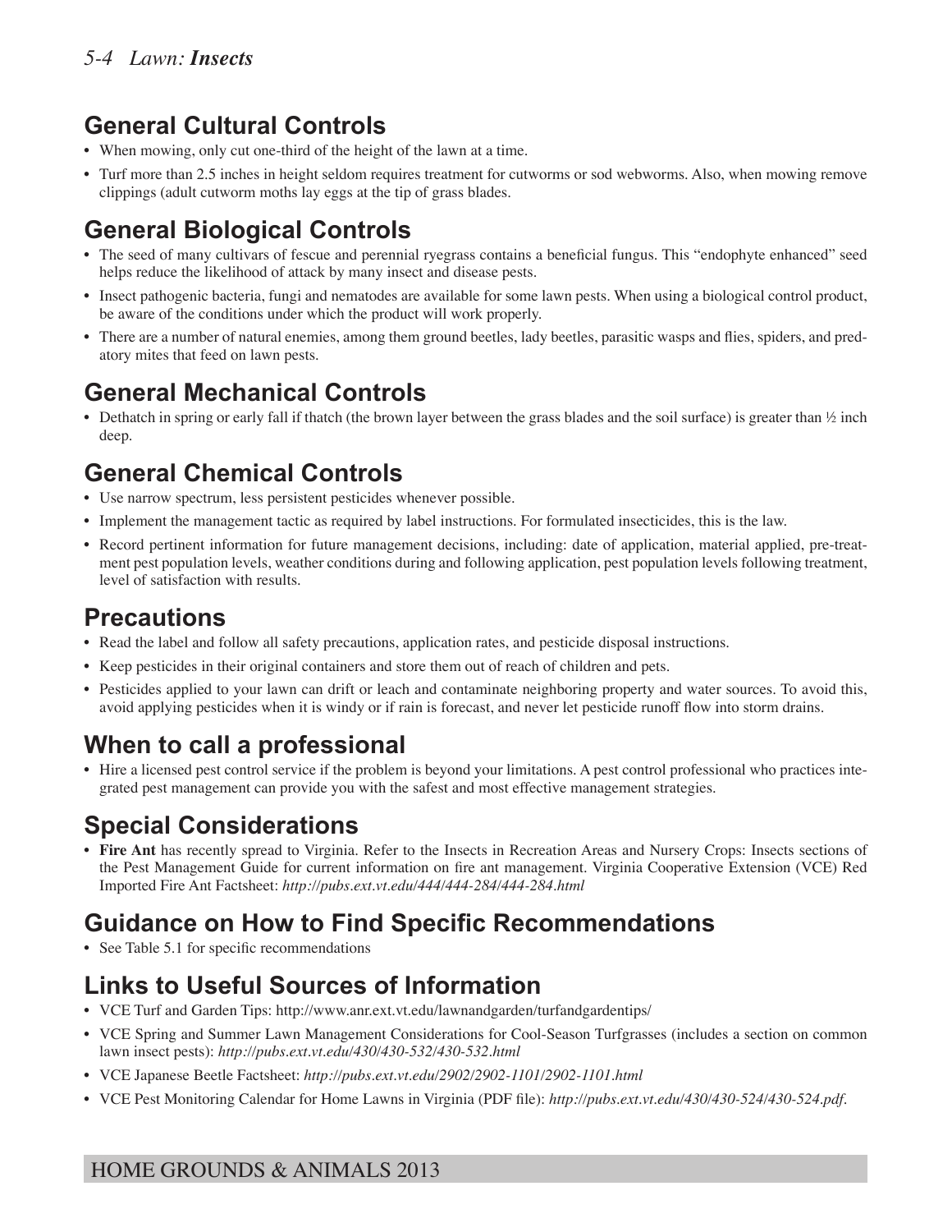## General Cultural Controls

- When mowing, only cut one-third of the height of the lawn at a time.
- Turf more than 2.5 inches in height seldom requires treatment for cutworms or sod webworms. Also, when mowing remove clippings (adult cutworm moths lay eggs at the tip of grass blades.

## General Biological Controls

- The seed of many cultivars of fescue and perennial ryegrass contains a beneficial fungus. This "endophyte enhanced" seed helps reduce the likelihood of attack by many insect and disease pests.
- Insect pathogenic bacteria, fungi and nematodes are available for some lawn pests. When using a biological control product, be aware of the conditions under which the product will work properly.
- There are a number of natural enemies, among them ground beetles, lady beetles, parasitic wasps and flies, spiders, and predatory mites that feed on lawn pests.

## General Mechanical Controls

- Dethatch in spring or early fall if thatch (the brown layer between the grass blades and the soil surface) is greater than ½ inch deep.

## General Chemical Controls

- Use narrow spectrum, less persistent pesticides whenever possible.
- Implement the management tactic as required by label instructions. For formulated insecticides, this is the law.
- Record pertinent information for future management decisions, including: date of application, material applied, pre-treatment pest population levels, weather conditions during and following application, pest population levels following treatment, level of satisfaction with results.

## Precautions

- Read the label and follow all safety precautions, application rates, and pesticide disposal instructions.
- Keep pesticides in their original containers and store them out of reach of children and pets.
- Pesticides applied to your lawn can drift or leach and contaminate neighboring property and water sources. To avoid this, avoid applying pesticides when it is windy or if rain is forecast, and never let pesticide runoff flow into storm drains.

## When to call a professional

- Hire a licensed pest control service if the problem is beyond your limitations. A pest control professional who practices integrated pest management can provide you with the safest and most effective management strategies.

## Special Considerations

- **Fire Ant** has recently spread to Virginia. Refer to the Insects in Recreation Areas and Nursery Crops: Insects sections of the Pest Management Guide for current information on fire ant management. Virginia Cooperative Extension (VCE) Red Imported Fire Ant Factsheet: *http://pubs.ext.vt.edu/444/444-284/444-284.html*

## Guidance on How to Find Specific Recommendations

- See Table 5.1 for specific recommendations

## Links to Useful Sources of Information

- VCE Turf and Garden Tips: http://www.anr.ext.vt.edu/lawnandgarden/turfandgardentips/
- VCE Spring and Summer Lawn Management Considerations for Cool-Season Turfgrasses (includes a section on common lawn insect pests): *http://pubs.ext.vt.edu/430/430-532/430-532.html*
- VCE Japanese Beetle Factsheet: *http://pubs.ext.vt.edu/2902/2902-1101/2902-1101.html*
- VCE Pest Monitoring Calendar for Home Lawns in Virginia (PDF file): *http://pubs.ext.vt.edu/430/430-524/430-524.pdf*.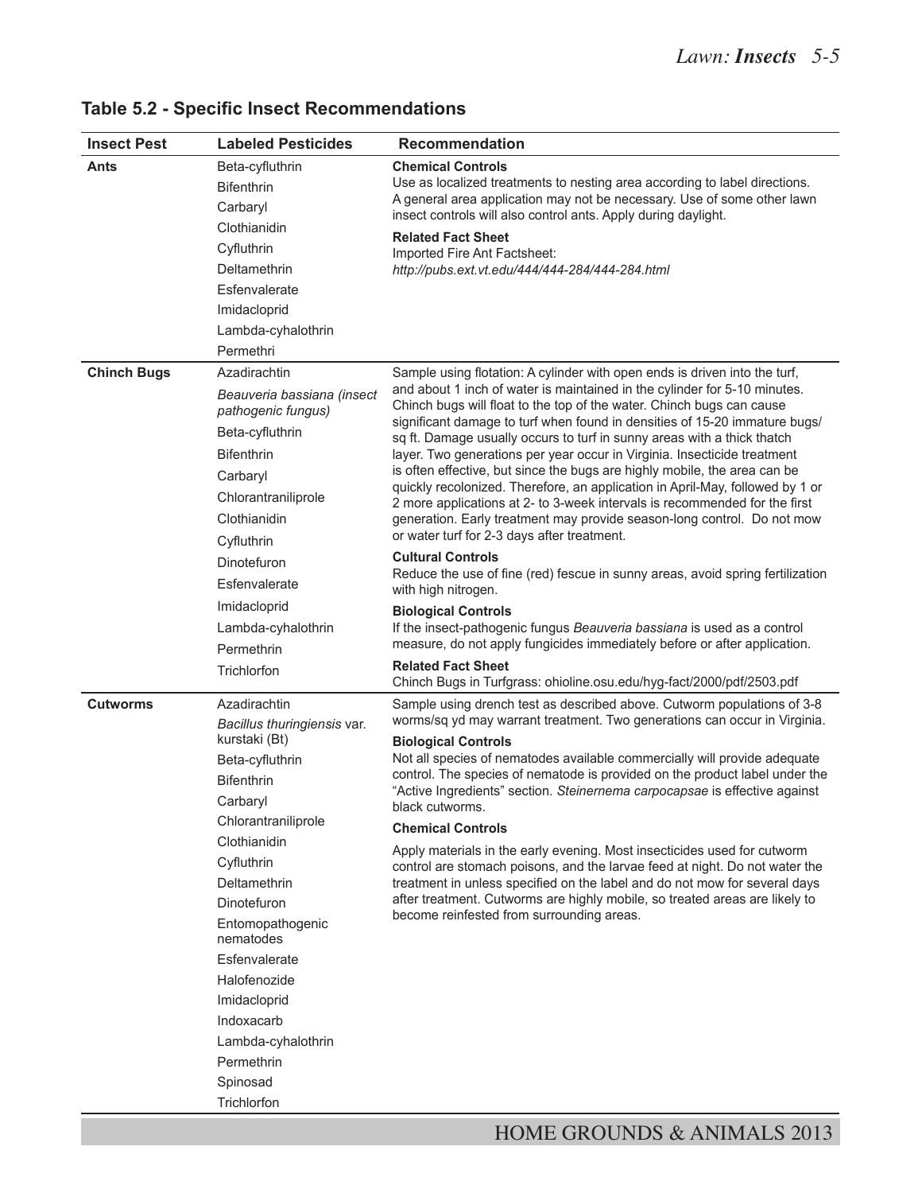## Table 5.2 - Specific Insect Recommendations

| Insect Pest | Labeled Pesticides | Recommendation |
|---|---|---|
| **Ants** | Beta-cyfluthrin<br>Bifenthrin<br>Carbaryl<br>Clothianidin<br>Cyfluthrin<br>Deltamethrin<br>Esfenvalerate<br>Imidacloprid<br>Lambda-cyhalothrin<br>Permethri | **Chemical Controls**<br>Use as localized treatments to nesting area according to label directions. A general area application may not be necessary. Use of some other lawn insect controls will also control ants. Apply during daylight.<br>**Related Fact Sheet**<br>Imported Fire Ant Factsheet:<br>*http://pubs.ext.vt.edu/444/444-284/444-284.html* |
| **Chinch Bugs** | Azadirachtin<br>*Beauveria bassiana (insect pathogenic fungus)*<br>Beta-cyfluthrin<br>Bifenthrin<br>Carbaryl<br>Chlorantraniliprole<br>Clothianidin<br>Cyfluthrin<br>Dinotefuron<br>Esfenvalerate<br>Imidacloprid<br>Lambda-cyhalothrin<br>Permethrin<br>Trichlorfon | Sample using flotation: A cylinder with open ends is driven into the turf, and about 1 inch of water is maintained in the cylinder for 5-10 minutes. Chinch bugs will float to the top of the water. Chinch bugs can cause significant damage to turf when found in densities of 15-20 immature bugs/sq ft. Damage usually occurs to turf in sunny areas with a thick thatch layer. Two generations per year occur in Virginia. Insecticide treatment is often effective, but since the bugs are highly mobile, the area can be quickly recolonized. Therefore, an application in April-May, followed by 1 or 2 more applications at 2- to 3-week intervals is recommended for the first generation. Early treatment may provide season-long control. Do not mow or water turf for 2-3 days after treatment.<br>**Cultural Controls**<br>Reduce the use of fine (red) fescue in sunny areas, avoid spring fertilization with high nitrogen.<br>**Biological Controls**<br>If the insect-pathogenic fungus *Beauveria bassiana* is used as a control measure, do not apply fungicides immediately before or after application.<br>**Related Fact Sheet**<br>Chinch Bugs in Turfgrass: ohioline.osu.edu/hyg-fact/2000/pdf/2503.pdf |
| **Cutworms** | Azadirachtin<br>*Bacillus thuringiensis* var. kurstaki (Bt)<br>Beta-cyfluthrin<br>Bifenthrin<br>Carbaryl<br>Chlorantraniliprole<br>Clothianidin<br>Cyfluthrin<br>Deltamethrin<br>Dinotefuron<br>Entomopathogenic nematodes<br>Esfenvalerate<br>Halofenozide<br>Imidacloprid<br>Indoxacarb<br>Lambda-cyhalothrin<br>Permethrin<br>Spinosad<br>Trichlorfon | Sample using drench test as described above. Cutworm populations of 3-8 worms/sq yd may warrant treatment. Two generations can occur in Virginia.<br>**Biological Controls**<br>Not all species of nematodes available commercially will provide adequate control. The species of nematode is provided on the product label under the "Active Ingredients" section. *Steinernema carpocapsae* is effective against black cutworms.<br>**Chemical Controls**<br>Apply materials in the early evening. Most insecticides used for cutworm control are stomach poisons, and the larvae feed at night. Do not water the treatment in unless specified on the label and do not mow for several days after treatment. Cutworms are highly mobile, so treated areas are likely to become reinfested from surrounding areas. |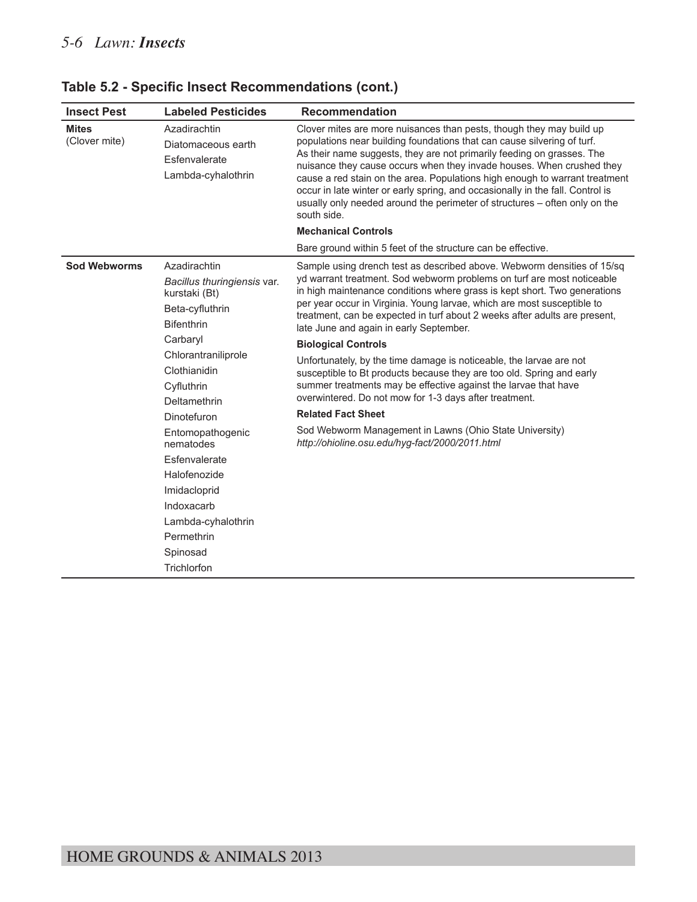## Table 5.2 - Specific Insect Recommendations (cont.)

| Insect Pest | Labeled Pesticides | Recommendation |
|---|---|---|
| **Mites** (Clover mite) | Azadirachtin<br>Diatomaceous earth<br>Esfenvalerate<br>Lambda-cyhalothrin | Clover mites are more nuisances than pests, though they may build up populations near building foundations that can cause silvering of turf. As their name suggests, they are not primarily feeding on grasses. The nuisance they cause occurs when they invade houses. When crushed they cause a red stain on the area. Populations high enough to warrant treatment occur in late winter or early spring, and occasionally in the fall. Control is usually only needed around the perimeter of structures – often only on the south side.<br>**Mechanical Controls**<br>Bare ground within 5 feet of the structure can be effective. |
| **Sod Webworms** | Azadirachtin<br>*Bacillus thuringiensis* var. kurstaki (Bt)<br>Beta-cyfluthrin<br>Bifenthrin<br>Carbaryl<br>Chlorantraniliprole<br>Clothianidin<br>Cyfluthrin<br>Deltamethrin<br>Dinotefuron<br>Entomopathogenic nematodes<br>Esfenvalerate<br>Halofenozide<br>Imidacloprid<br>Indoxacarb<br>Lambda-cyhalothrin<br>Permethrin<br>Spinosad<br>Trichlorfon | Sample using drench test as described above. Webworm densities of 15/sq yd warrant treatment. Sod webworm problems on turf are most noticeable in high maintenance conditions where grass is kept short. Two generations per year occur in Virginia. Young larvae, which are most susceptible to treatment, can be expected in turf about 2 weeks after adults are present, late June and again in early September.<br>**Biological Controls**<br>Unfortunately, by the time damage is noticeable, the larvae are not susceptible to Bt products because they are too old. Spring and early summer treatments may be effective against the larvae that have overwintered. Do not mow for 1-3 days after treatment.<br>**Related Fact Sheet**<br>Sod Webworm Management in Lawns (Ohio State University)<br>*http://ohioline.osu.edu/hyg-fact/2000/2011.html* |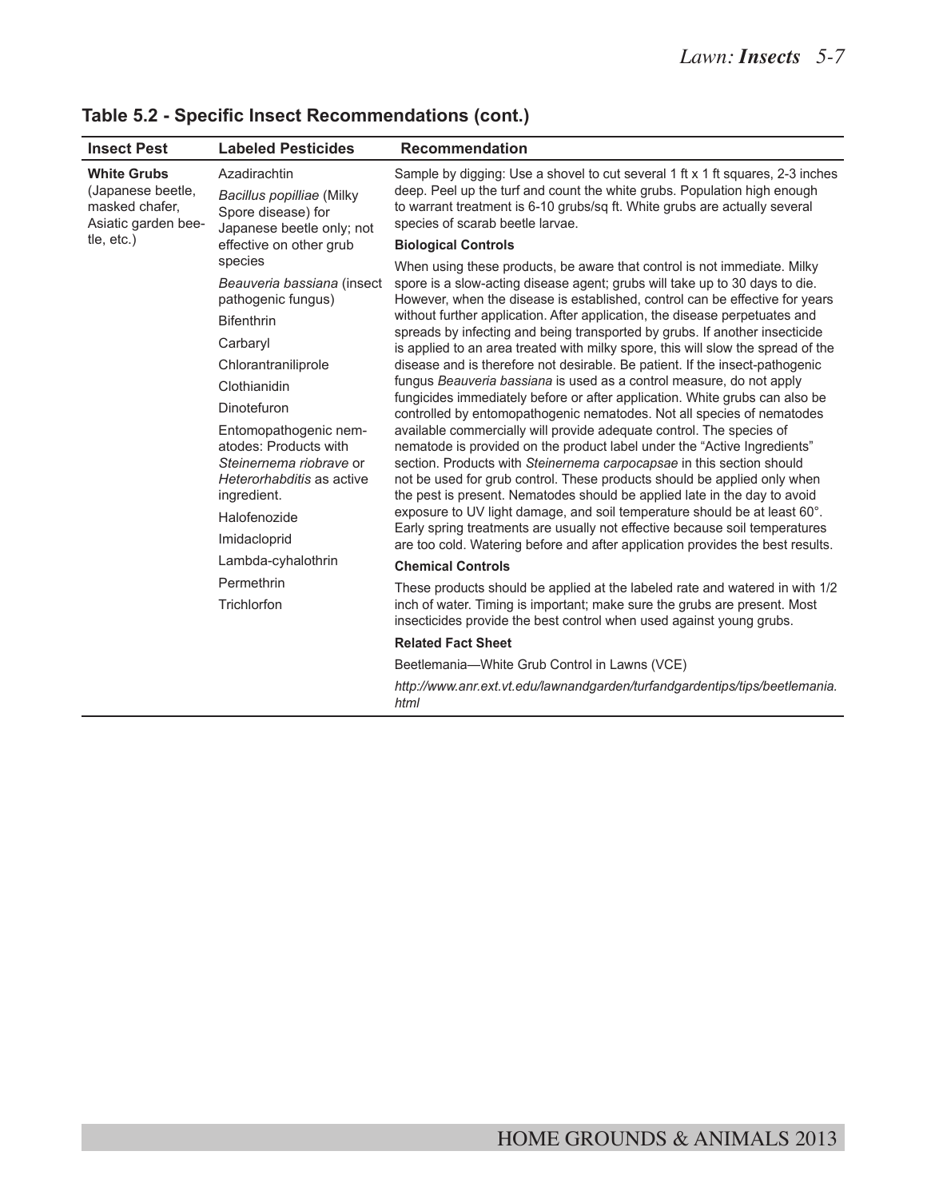## Table 5.2 - Specific Insect Recommendations (cont.)

| Insect Pest | Labeled Pesticides | Recommendation |
|---|---|---|
| **White Grubs** (Japanese beetle, masked chafer, Asiatic garden beetle, etc.) | Azadirachtin<br>*Bacillus popilliae* (Milky Spore disease) for Japanese beetle only; not effective on other grub species<br>*Beauveria bassiana* (insect pathogenic fungus)<br>Bifenthrin<br>Carbaryl<br>Chlorantraniliprole<br>Clothianidin<br>Dinotefuron<br>Entomopathogenic nematodes: Products with *Steinernema riobrave* or *Heterorhabditis* as active ingredient.<br>Halofenozide<br>Imidacloprid<br>Lambda-cyhalothrin<br>Permethrin<br>Trichlorfon | Sample by digging: Use a shovel to cut several 1 ft x 1 ft squares, 2-3 inches deep. Peel up the turf and count the white grubs. Population high enough to warrant treatment is 6-10 grubs/sq ft. White grubs are actually several species of scarab beetle larvae.<br>**Biological Controls**<br>When using these products, be aware that control is not immediate. Milky spore is a slow-acting disease agent; grubs will take up to 30 days to die. However, when the disease is established, control can be effective for years without further application. After application, the disease perpetuates and spreads by infecting and being transported by grubs. If another insecticide is applied to an area treated with milky spore, this will slow the spread of the disease and is therefore not desirable. Be patient. If the insect-pathogenic fungus *Beauveria bassiana* is used as a control measure, do not apply fungicides immediately before or after application. White grubs can also be controlled by entomopathogenic nematodes. Not all species of nematodes available commercially will provide adequate control. The species of nematode is provided on the product label under the "Active Ingredients" section. Products with *Steinernema carpocapsae* in this section should not be used for grub control. These products should be applied only when the pest is present. Nematodes should be applied late in the day to avoid exposure to UV light damage, and soil temperature should be at least 60°. Early spring treatments are usually not effective because soil temperatures are too cold. Watering before and after application provides the best results.<br>**Chemical Controls**<br>These products should be applied at the labeled rate and watered in with 1/2 inch of water. Timing is important; make sure the grubs are present. Most insecticides provide the best control when used against young grubs.<br>**Related Fact Sheet**<br>Beetlemania—White Grub Control in Lawns (VCE)<br>*http://www.anr.ext.vt.edu/lawnandgarden/turfandgardentips/tips/beetlemania.html* |